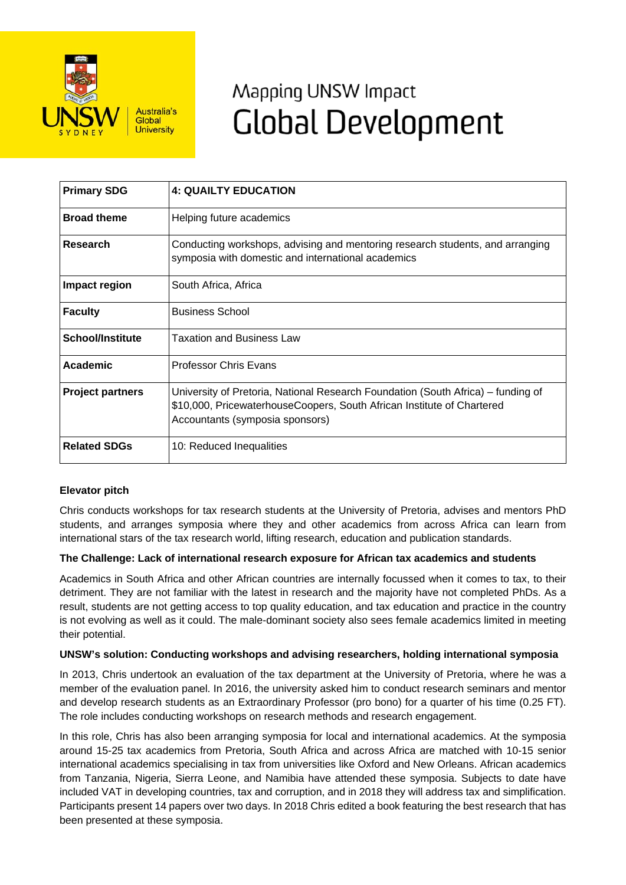# Mapping UNSW Impact
# Global Development

| Primary SDG | 4: QUAILTY EDUCATION |
|---|---|
| Broad theme | Helping future academics |
| Research | Conducting workshops, advising and mentoring research students, and arranging symposia with domestic and international academics |
| Impact region | South Africa, Africa |
| Faculty | Business School |
| School/Institute | Taxation and Business Law |
| Academic | Professor Chris Evans |
| Project partners | University of Pretoria, National Research Foundation (South Africa) – funding of $10,000, PricewaterhouseCoopers, South African Institute of Chartered Accountants (symposia sponsors) |
| Related SDGs | 10: Reduced Inequalities |

**Elevator pitch**

Chris conducts workshops for tax research students at the University of Pretoria, advises and mentors PhD students, and arranges symposia where they and other academics from across Africa can learn from international stars of the tax research world, lifting research, education and publication standards.

**The Challenge: Lack of international research exposure for African tax academics and students**

Academics in South Africa and other African countries are internally focussed when it comes to tax, to their detriment. They are not familiar with the latest in research and the majority have not completed PhDs. As a result, students are not getting access to top quality education, and tax education and practice in the country is not evolving as well as it could. The male-dominant society also sees female academics limited in meeting their potential.

**UNSW's solution: Conducting workshops and advising researchers, holding international symposia**

In 2013, Chris undertook an evaluation of the tax department at the University of Pretoria, where he was a member of the evaluation panel. In 2016, the university asked him to conduct research seminars and mentor and develop research students as an Extraordinary Professor (pro bono) for a quarter of his time (0.25 FT). The role includes conducting workshops on research methods and research engagement.

In this role, Chris has also been arranging symposia for local and international academics. At the symposia around 15-25 tax academics from Pretoria, South Africa and across Africa are matched with 10-15 senior international academics specialising in tax from universities like Oxford and New Orleans. African academics from Tanzania, Nigeria, Sierra Leone, and Namibia have attended these symposia. Subjects to date have included VAT in developing countries, tax and corruption, and in 2018 they will address tax and simplification. Participants present 14 papers over two days. In 2018 Chris edited a book featuring the best research that has been presented at these symposia.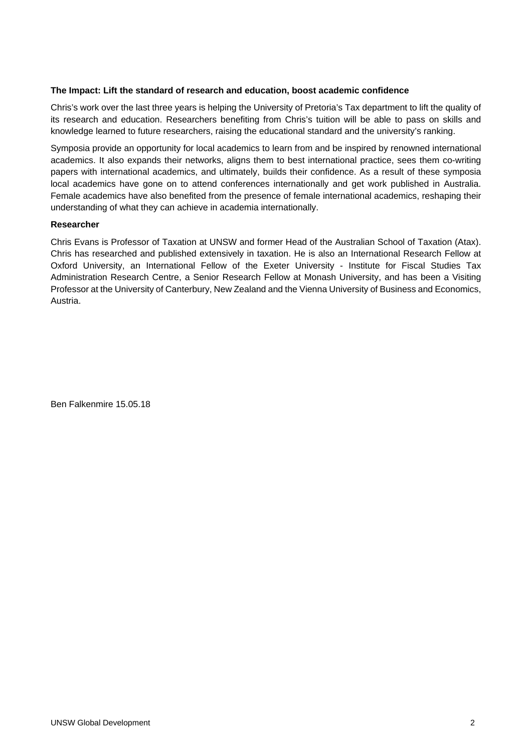**The Impact: Lift the standard of research and education, boost academic confidence**

Chris's work over the last three years is helping the University of Pretoria's Tax department to lift the quality of its research and education. Researchers benefiting from Chris's tuition will be able to pass on skills and knowledge learned to future researchers, raising the educational standard and the university's ranking.

Symposia provide an opportunity for local academics to learn from and be inspired by renowned international academics. It also expands their networks, aligns them to best international practice, sees them co-writing papers with international academics, and ultimately, builds their confidence. As a result of these symposia local academics have gone on to attend conferences internationally and get work published in Australia. Female academics have also benefited from the presence of female international academics, reshaping their understanding of what they can achieve in academia internationally.

**Researcher**

Chris Evans is Professor of Taxation at UNSW and former Head of the Australian School of Taxation (Atax). Chris has researched and published extensively in taxation. He is also an International Research Fellow at Oxford University, an International Fellow of the Exeter University - Institute for Fiscal Studies Tax Administration Research Centre, a Senior Research Fellow at Monash University, and has been a Visiting Professor at the University of Canterbury, New Zealand and the Vienna University of Business and Economics, Austria.

Ben Falkenmire 15.05.18